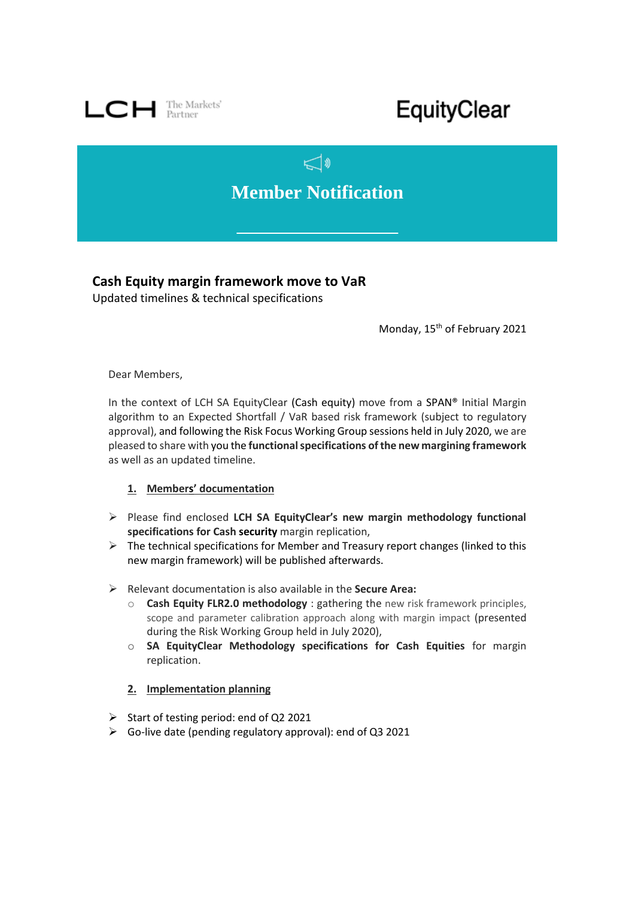LCH The Markets' Partner

EquityClear

# Member Notification

## Cash Equity margin framework move to VaR

Updated timelines & technical specifications

Monday, 15th of February 2021

Dear Members,

In the context of LCH SA EquityClear (Cash equity) move from a SPAN® Initial Margin algorithm to an Expected Shortfall / VaR based risk framework (subject to regulatory approval), and following the Risk Focus Working Group sessions held in July 2020, we are pleased to share with you the **functional specifications of the new margining framework** as well as an updated timeline.

### 1. Members' documentation

- Please find enclosed **LCH SA EquityClear's new margin methodology functional specifications for Cash security** margin replication,
- The technical specifications for Member and Treasury report changes (linked to this new margin framework) will be published afterwards.

- Relevant documentation is also available in the **Secure Area:**
  - **Cash Equity FLR2.0 methodology** : gathering the new risk framework principles, scope and parameter calibration approach along with margin impact (presented during the Risk Working Group held in July 2020),
  - **SA EquityClear Methodology specifications for Cash Equities** for margin replication.

### 2. Implementation planning

- Start of testing period: end of Q2 2021
- Go-live date (pending regulatory approval): end of Q3 2021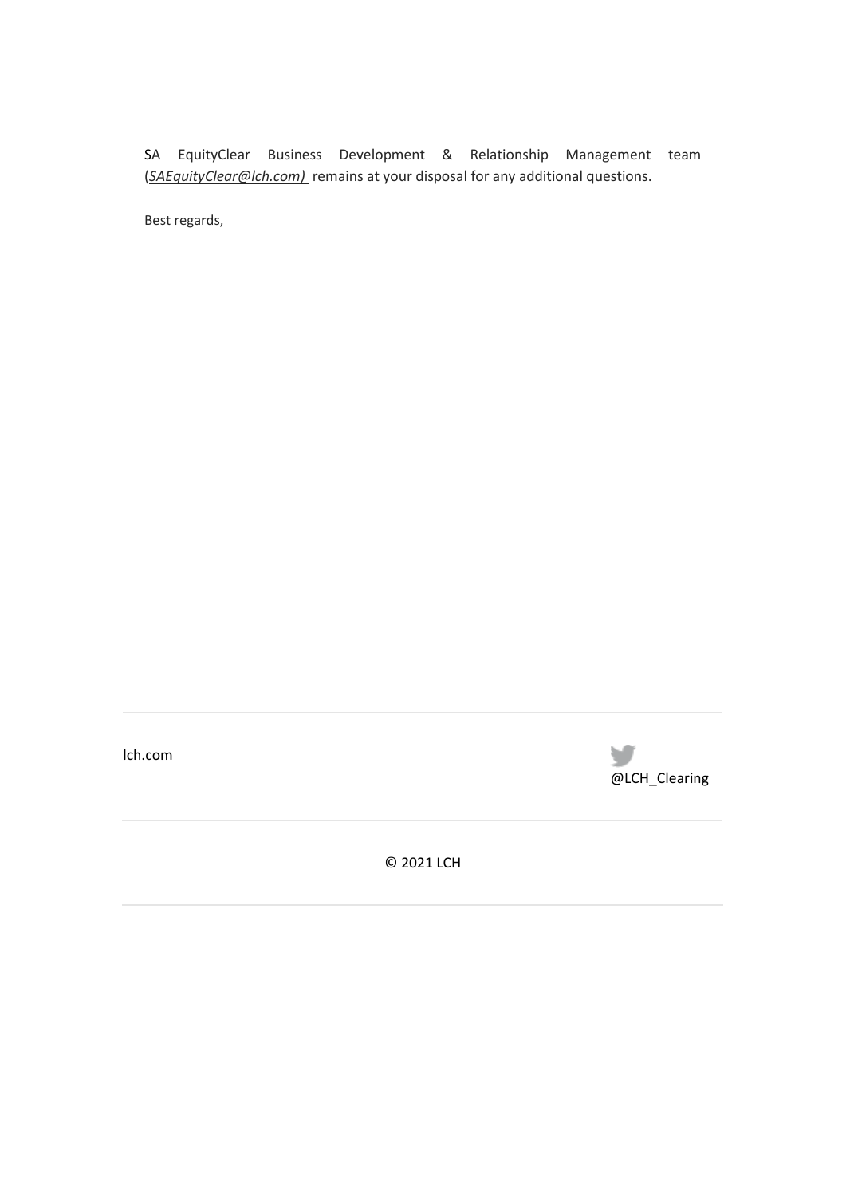SA EquityClear Business Development & Relationship Management team (*SAEquityClear@lch.com)* remains at your disposal for any additional questions.

Best regards,

---

lch.com

@LCH_Clearing

---

© 2021 LCH

---